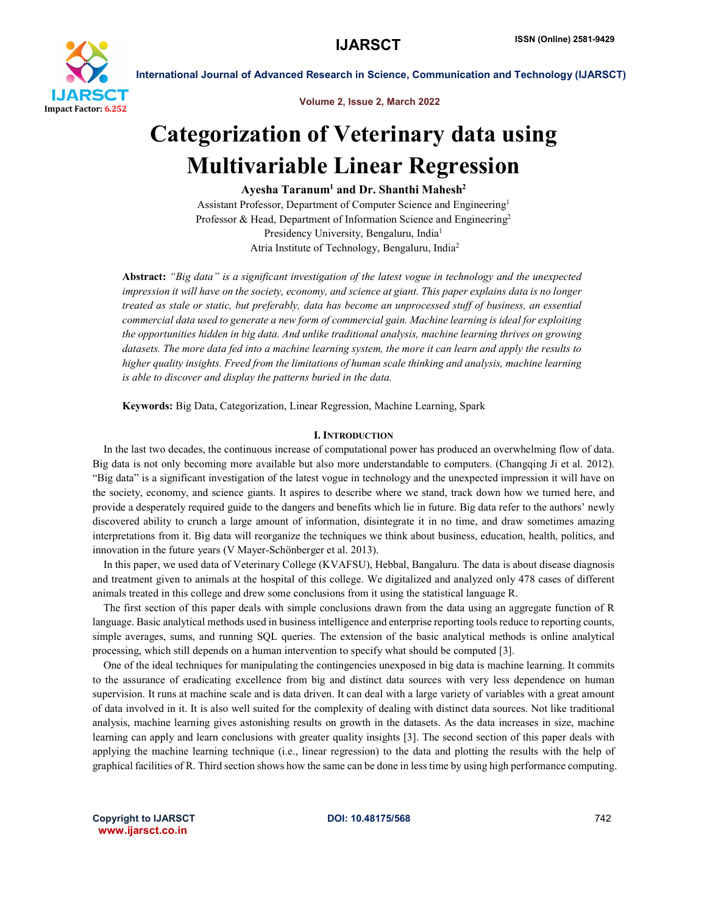# Categorization of Veterinary data using Multivariable Linear Regression

**Ayesha Taranum[1] and Dr. Shanthi Mahesh[2]**

Assistant Professor, Department of Computer Science and Engineering[1]
Professor & Head, Department of Information Science and Engineering[2]
Presidency University, Bengaluru, India[1]
Atria Institute of Technology, Bengaluru, India[2]

**Abstract:** *"Big data" is a significant investigation of the latest vogue in technology and the unexpected impression it will have on the society, economy, and science at giant. This paper explains data is no longer treated as stale or static, but preferably, data has become an unprocessed stuff of business, an essential commercial data used to generate a new form of commercial gain. Machine learning is ideal for exploiting the opportunities hidden in big data. And unlike traditional analysis, machine learning thrives on growing datasets. The more data fed into a machine learning system, the more it can learn and apply the results to higher quality insights. Freed from the limitations of human scale thinking and analysis, machine learning is able to discover and display the patterns buried in the data.*

**Keywords:** Big Data, Categorization, Linear Regression, Machine Learning, Spark

## I. Introduction

In the last two decades, the continuous increase of computational power has produced an overwhelming flow of data. Big data is not only becoming more available but also more understandable to computers. (Changqing Ji et al. 2012). "Big data" is a significant investigation of the latest vogue in technology and the unexpected impression it will have on the society, economy, and science giants. It aspires to describe where we stand, track down how we turned here, and provide a desperately required guide to the dangers and benefits which lie in future. Big data refer to the authors' newly discovered ability to crunch a large amount of information, disintegrate it in no time, and draw sometimes amazing interpretations from it. Big data will reorganize the techniques we think about business, education, health, politics, and innovation in the future years (V Mayer-Schönberger et al. 2013).

In this paper, we used data of Veterinary College (KVAFSU), Hebbal, Bangaluru. The data is about disease diagnosis and treatment given to animals at the hospital of this college. We digitalized and analyzed only 478 cases of different animals treated in this college and drew some conclusions from it using the statistical language R.

The first section of this paper deals with simple conclusions drawn from the data using an aggregate function of R language. Basic analytical methods used in business intelligence and enterprise reporting tools reduce to reporting counts, simple averages, sums, and running SQL queries. The extension of the basic analytical methods is online analytical processing, which still depends on a human intervention to specify what should be computed [3].

One of the ideal techniques for manipulating the contingencies unexposed in big data is machine learning. It commits to the assurance of eradicating excellence from big and distinct data sources with very less dependence on human supervision. It runs at machine scale and is data driven. It can deal with a large variety of variables with a great amount of data involved in it. It is also well suited for the complexity of dealing with distinct data sources. Not like traditional analysis, machine learning gives astonishing results on growth in the datasets. As the data increases in size, machine learning can apply and learn conclusions with greater quality insights [3]. The second section of this paper deals with applying the machine learning technique (i.e., linear regression) to the data and plotting the results with the help of graphical facilities of R. Third section shows how the same can be done in less time by using high performance computing.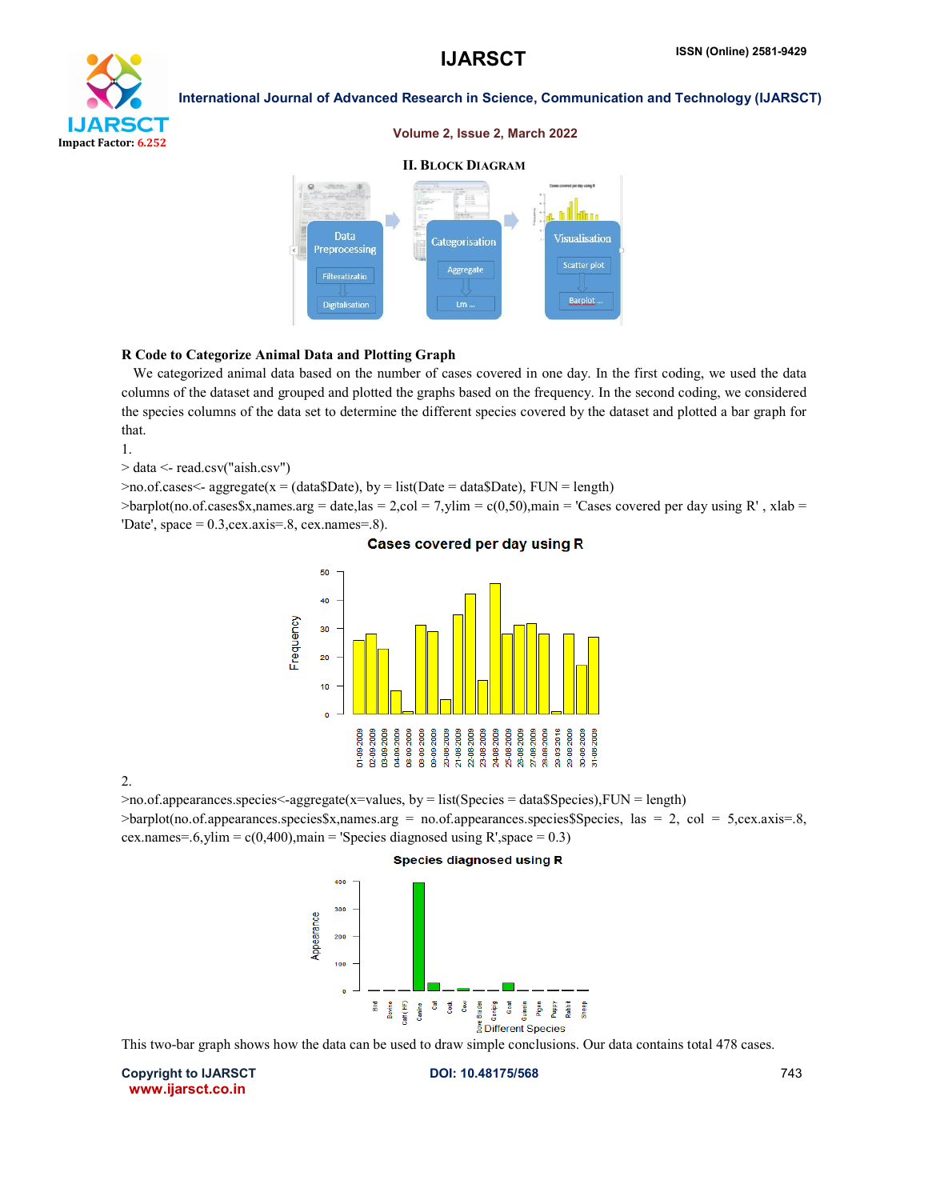## II. Block Diagram

**R Code to Categorize Animal Data and Plotting Graph**

We categorized animal data based on the number of cases covered in one day. In the first coding, we used the data columns of the dataset and grouped and plotted the graphs based on the frequency. In the second coding, we considered the species columns of the data set to determine the different species covered by the dataset and plotted a bar graph for that.

1.

```
> data <- read.csv("aish.csv")
>no.of.cases<- aggregate(x = (data$Date), by = list(Date = data$Date), FUN = length)
>barplot(no.of.cases$x,names.arg = date,las = 2,col = 7,ylim = c(0,50),main = 'Cases covered per day using R' , xlab = 'Date', space = 0.3,cex.axis=.8, cex.names=.8).
```

2.

```
>no.of.appearances.species<-aggregate(x=values, by = list(Species = data$Species),FUN = length)
>barplot(no.of.appearances.species$x,names.arg = no.of.appearances.species$Species, las = 2, col = 5,cex.axis=.8, cex.names=.6,ylim = c(0,400),main = 'Species diagnosed using R',space = 0.3)
```

This two-bar graph shows how the data can be used to draw simple conclusions. Our data contains total 478 cases.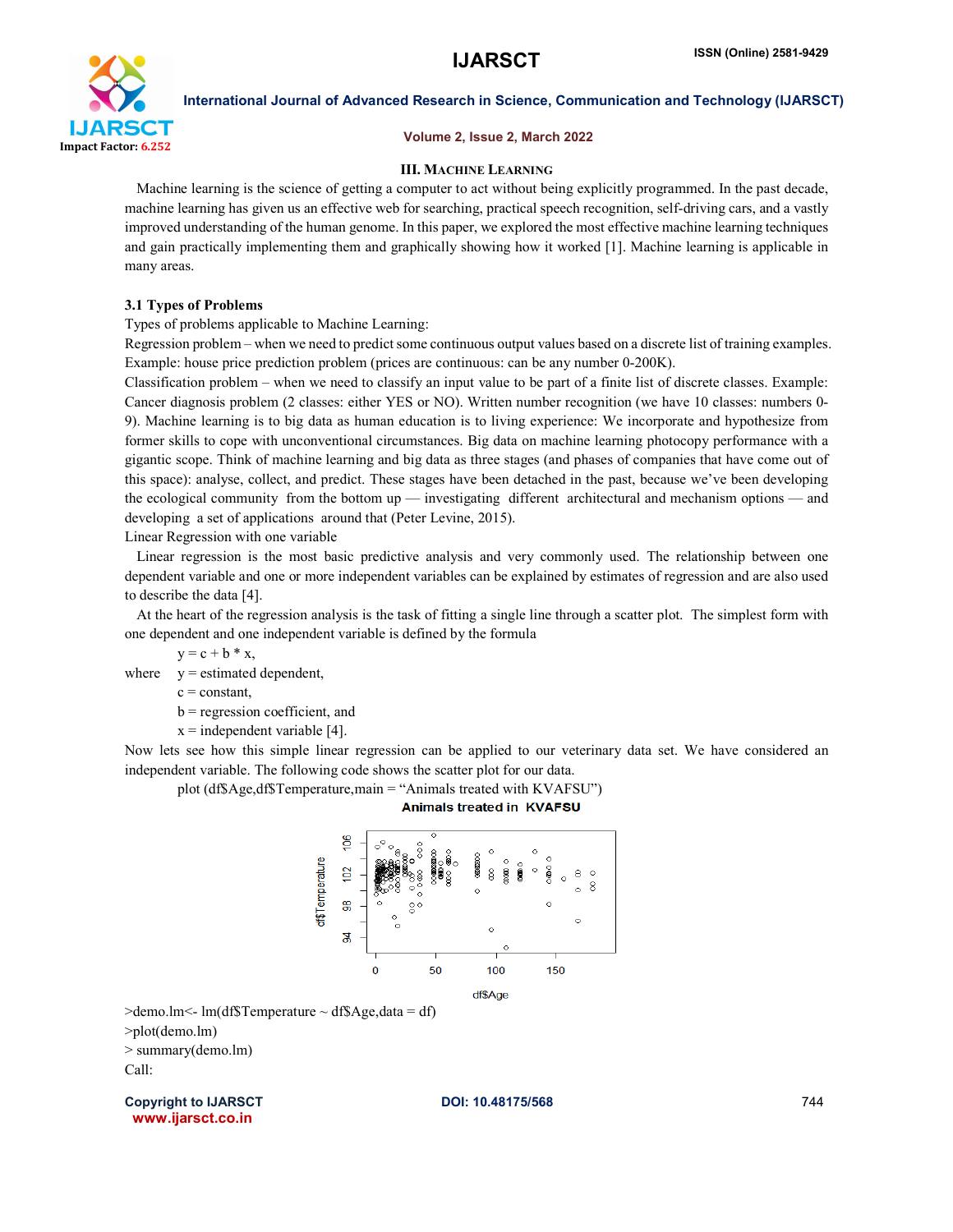## III. Machine Learning

Machine learning is the science of getting a computer to act without being explicitly programmed. In the past decade, machine learning has given us an effective web for searching, practical speech recognition, self-driving cars, and a vastly improved understanding of the human genome. In this paper, we explored the most effective machine learning techniques and gain practically implementing them and graphically showing how it worked [1]. Machine learning is applicable in many areas.

### 3.1 Types of Problems

Types of problems applicable to Machine Learning:

Regression problem – when we need to predict some continuous output values based on a discrete list of training examples. Example: house price prediction problem (prices are continuous: can be any number 0-200K).

Classification problem – when we need to classify an input value to be part of a finite list of discrete classes. Example: Cancer diagnosis problem (2 classes: either YES or NO). Written number recognition (we have 10 classes: numbers 0-9). Machine learning is to big data as human education is to living experience: We incorporate and hypothesize from former skills to cope with unconventional circumstances. Big data on machine learning photocopy performance with a gigantic scope. Think of machine learning and big data as three stages (and phases of companies that have come out of this space): analyse, collect, and predict. These stages have been detached in the past, because we've been developing the ecological community from the bottom up — investigating different architectural and mechanism options — and developing a set of applications around that (Peter Levine, 2015).

Linear Regression with one variable

Linear regression is the most basic predictive analysis and very commonly used. The relationship between one dependent variable and one or more independent variables can be explained by estimates of regression and are also used to describe the data [4].

At the heart of the regression analysis is the task of fitting a single line through a scatter plot. The simplest form with one dependent and one independent variable is defined by the formula

$y = c + b * x$,

where $y$ = estimated dependent,
$c$ = constant,
$b$ = regression coefficient, and
$x$ = independent variable [4].

Now lets see how this simple linear regression can be applied to our veterinary data set. We have considered an independent variable. The following code shows the scatter plot for our data.

```
plot (df$Age,df$Temperature,main = "Animals treated with KVAFSU")
```

**Animals treated in KVAFSU**

```
>demo.lm<- lm(df$Temperature ~ df$Age,data = df)
>plot(demo.lm)
> summary(demo.lm)
Call:
```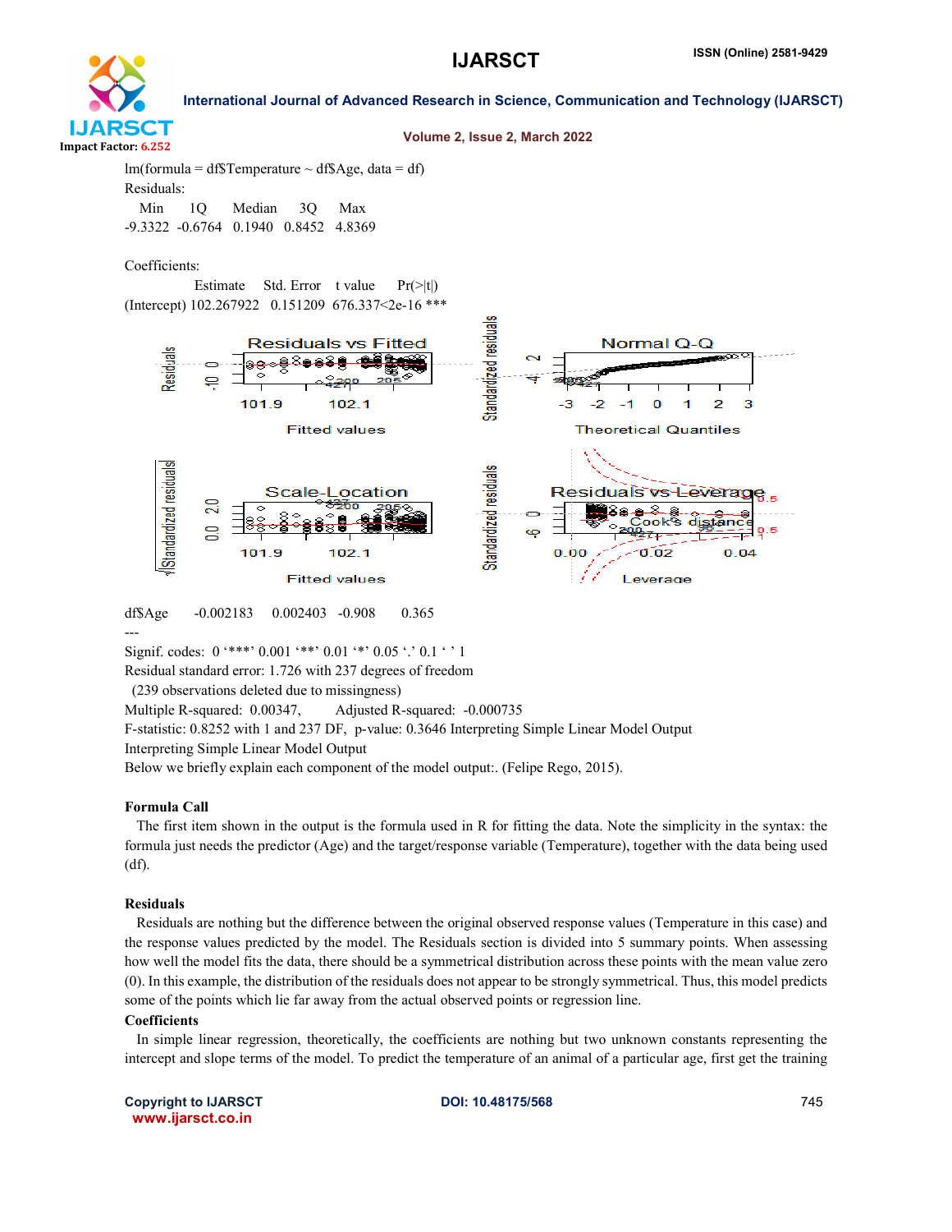lm(formula = df$Temperature ~ df$Age, data = df)

Residuals:

| Min | 1Q | Median | 3Q | Max |
|---|---|---|---|---|
| -9.3322 | -0.6764 | 0.1940 | 0.8452 | 4.8369 |

Coefficients:

| | Estimate | Std. Error | t value | Pr(>\|t\|) |
|---|---|---|---|---|
| (Intercept) | 102.267922 | 0.151209 | 676.337 | <2e-16 *** |
| df$Age | -0.002183 | 0.002403 | -0.908 | 0.365 |

---

Signif. codes: 0 '***' 0.001 '**' 0.01 '*' 0.05 '.' 0.1 ' ' 1

Residual standard error: 1.726 with 237 degrees of freedom

(239 observations deleted due to missingness)

Multiple R-squared: 0.00347, Adjusted R-squared: -0.000735

F-statistic: 0.8252 with 1 and 237 DF, p-value: 0.3646 Interpreting Simple Linear Model Output

Interpreting Simple Linear Model Output

Below we briefly explain each component of the model output:. (Felipe Rego, 2015).

**Formula Call**

The first item shown in the output is the formula used in R for fitting the data. Note the simplicity in the syntax: the formula just needs the predictor (Age) and the target/response variable (Temperature), together with the data being used (df).

**Residuals**

Residuals are nothing but the difference between the original observed response values (Temperature in this case) and the response values predicted by the model. The Residuals section is divided into 5 summary points. When assessing how well the model fits the data, there should be a symmetrical distribution across these points with the mean value zero (0). In this example, the distribution of the residuals does not appear to be strongly symmetrical. Thus, this model predicts some of the points which lie far away from the actual observed points or regression line.

**Coefficients**

In simple linear regression, theoretically, the coefficients are nothing but two unknown constants representing the intercept and slope terms of the model. To predict the temperature of an animal of a particular age, first get the training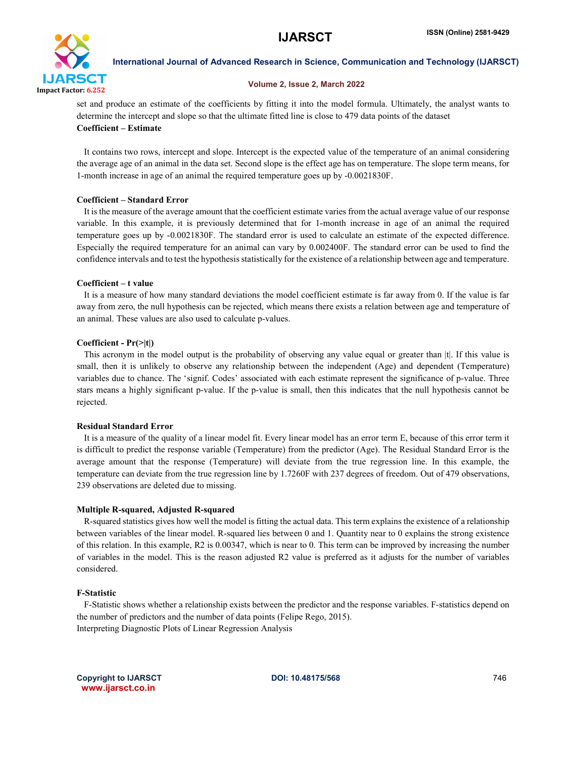set and produce an estimate of the coefficients by fitting it into the model formula. Ultimately, the analyst wants to determine the intercept and slope so that the ultimate fitted line is close to 479 data points of the dataset

**Coefficient – Estimate**

It contains two rows, intercept and slope. Intercept is the expected value of the temperature of an animal considering the average age of an animal in the data set. Second slope is the effect age has on temperature. The slope term means, for 1-month increase in age of an animal the required temperature goes up by -0.0021830F.

**Coefficient – Standard Error**

It is the measure of the average amount that the coefficient estimate varies from the actual average value of our response variable. In this example, it is previously determined that for 1-month increase in age of an animal the required temperature goes up by -0.0021830F. The standard error is used to calculate an estimate of the expected difference. Especially the required temperature for an animal can vary by 0.002400F. The standard error can be used to find the confidence intervals and to test the hypothesis statistically for the existence of a relationship between age and temperature.

**Coefficient – t value**

It is a measure of how many standard deviations the model coefficient estimate is far away from 0. If the value is far away from zero, the null hypothesis can be rejected, which means there exists a relation between age and temperature of an animal. These values are also used to calculate p-values.

**Coefficient - Pr(>|t|)**

This acronym in the model output is the probability of observing any value equal or greater than |t|. If this value is small, then it is unlikely to observe any relationship between the independent (Age) and dependent (Temperature) variables due to chance. The 'signif. Codes' associated with each estimate represent the significance of p-value. Three stars means a highly significant p-value. If the p-value is small, then this indicates that the null hypothesis cannot be rejected.

**Residual Standard Error**

It is a measure of the quality of a linear model fit. Every linear model has an error term E, because of this error term it is difficult to predict the response variable (Temperature) from the predictor (Age). The Residual Standard Error is the average amount that the response (Temperature) will deviate from the true regression line. In this example, the temperature can deviate from the true regression line by 1.7260F with 237 degrees of freedom. Out of 479 observations, 239 observations are deleted due to missing.

**Multiple R-squared, Adjusted R-squared**

R-squared statistics gives how well the model is fitting the actual data. This term explains the existence of a relationship between variables of the linear model. R-squared lies between 0 and 1. Quantity near to 0 explains the strong existence of this relation. In this example, R2 is 0.00347, which is near to 0. This term can be improved by increasing the number of variables in the model. This is the reason adjusted R2 value is preferred as it adjusts for the number of variables considered.

**F-Statistic**

F-Statistic shows whether a relationship exists between the predictor and the response variables. F-statistics depend on the number of predictors and the number of data points (Felipe Rego, 2015).

Interpreting Diagnostic Plots of Linear Regression Analysis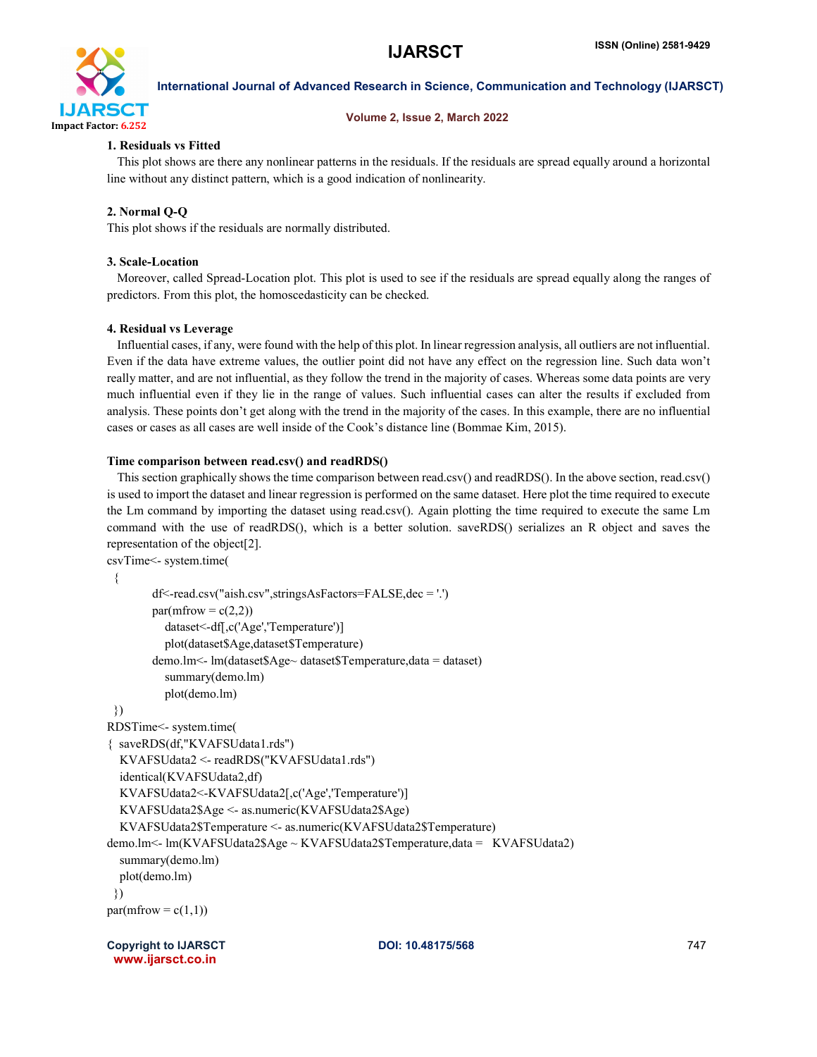**1. Residuals vs Fitted**

This plot shows are there any nonlinear patterns in the residuals. If the residuals are spread equally around a horizontal line without any distinct pattern, which is a good indication of nonlinearity.

**2. Normal Q-Q**

This plot shows if the residuals are normally distributed.

**3. Scale-Location**

Moreover, called Spread-Location plot. This plot is used to see if the residuals are spread equally along the ranges of predictors. From this plot, the homoscedasticity can be checked.

**4. Residual vs Leverage**

Influential cases, if any, were found with the help of this plot. In linear regression analysis, all outliers are not influential. Even if the data have extreme values, the outlier point did not have any effect on the regression line. Such data won't really matter, and are not influential, as they follow the trend in the majority of cases. Whereas some data points are very much influential even if they lie in the range of values. Such influential cases can alter the results if excluded from analysis. These points don't get along with the trend in the majority of the cases. In this example, there are no influential cases or cases as all cases are well inside of the Cook's distance line (Bommae Kim, 2015).

**Time comparison between read.csv() and readRDS()**

This section graphically shows the time comparison between read.csv() and readRDS(). In the above section, read.csv() is used to import the dataset and linear regression is performed on the same dataset. Here plot the time required to execute the Lm command by importing the dataset using read.csv(). Again plotting the time required to execute the same Lm command with the use of readRDS(), which is a better solution. saveRDS() serializes an R object and saves the representation of the object[2].

```
csvTime<- system.time(
  {
          df<-read.csv("aish.csv",stringsAsFactors=FALSE,dec = '.')
          par(mfrow = c(2,2))
             dataset<-df[,c('Age','Temperature')]
             plot(dataset$Age,dataset$Temperature)
          demo.lm<- lm(dataset$Age~ dataset$Temperature,data = dataset)
             summary(demo.lm)
             plot(demo.lm)
  })
RDSTime<- system.time(
{  saveRDS(df,"KVAFSUdata1.rds")
   KVAFSUdata2 <- readRDS("KVAFSUdata1.rds")
   identical(KVAFSUdata2,df)
   KVAFSUdata2<-KVAFSUdata2[,c('Age','Temperature')]
   KVAFSUdata2$Age <- as.numeric(KVAFSUdata2$Age)
   KVAFSUdata2$Temperature <- as.numeric(KVAFSUdata2$Temperature)
demo.lm<- lm(KVAFSUdata2$Age ~ KVAFSUdata2$Temperature,data =   KVAFSUdata2)
   summary(demo.lm)
   plot(demo.lm)
  })
par(mfrow = c(1,1))
```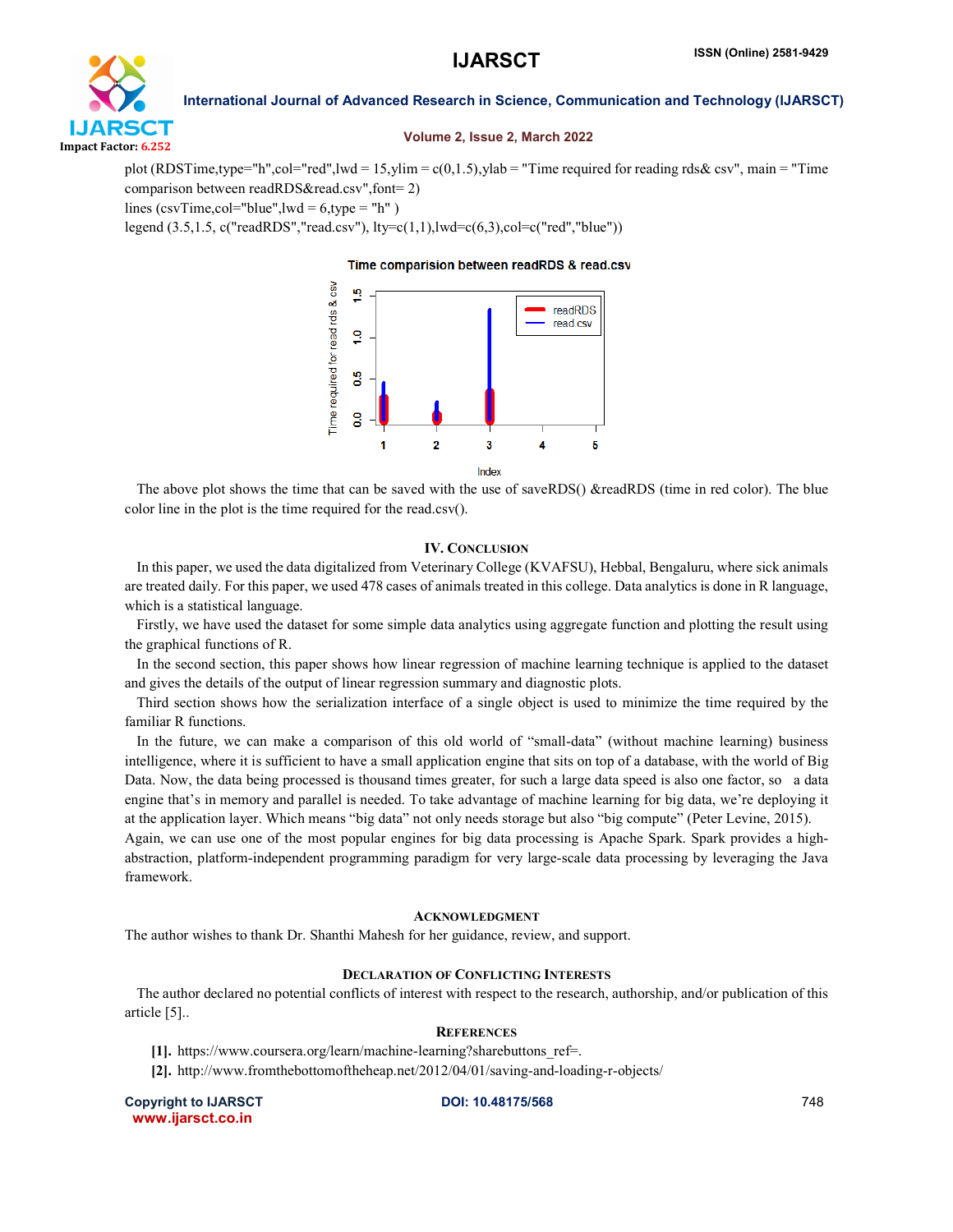```
plot (RDSTime,type="h",col="red",lwd = 15,ylim = c(0,1.5),ylab = "Time required for reading rds& csv", main = "Time comparison between readRDS&read.csv",font= 2)
lines (csvTime,col="blue",lwd = 6,type = "h" )
legend (3.5,1.5, c("readRDS","read.csv"), lty=c(1,1),lwd=c(6,3),col=c("red","blue"))
```

The above plot shows the time that can be saved with the use of saveRDS() &readRDS (time in red color). The blue color line in the plot is the time required for the read.csv().

## IV. Conclusion

In this paper, we used the data digitalized from Veterinary College (KVAFSU), Hebbal, Bengaluru, where sick animals are treated daily. For this paper, we used 478 cases of animals treated in this college. Data analytics is done in R language, which is a statistical language.

Firstly, we have used the dataset for some simple data analytics using aggregate function and plotting the result using the graphical functions of R.

In the second section, this paper shows how linear regression of machine learning technique is applied to the dataset and gives the details of the output of linear regression summary and diagnostic plots.

Third section shows how the serialization interface of a single object is used to minimize the time required by the familiar R functions.

In the future, we can make a comparison of this old world of "small-data" (without machine learning) business intelligence, where it is sufficient to have a small application engine that sits on top of a database, with the world of Big Data. Now, the data being processed is thousand times greater, for such a large data speed is also one factor, so a data engine that's in memory and parallel is needed. To take advantage of machine learning for big data, we're deploying it at the application layer. Which means "big data" not only needs storage but also "big compute" (Peter Levine, 2015).
Again, we can use one of the most popular engines for big data processing is Apache Spark. Spark provides a high-abstraction, platform-independent programming paradigm for very large-scale data processing by leveraging the Java framework.

## Acknowledgment

The author wishes to thank Dr. Shanthi Mahesh for her guidance, review, and support.

## Declaration of Conflicting Interests

The author declared no potential conflicts of interest with respect to the research, authorship, and/or publication of this article [5]..

## References

**[1].** https://www.coursera.org/learn/machine-learning?sharebuttons_ref=.

**[2].** http://www.fromthebottomoftheheap.net/2012/04/01/saving-and-loading-r-objects/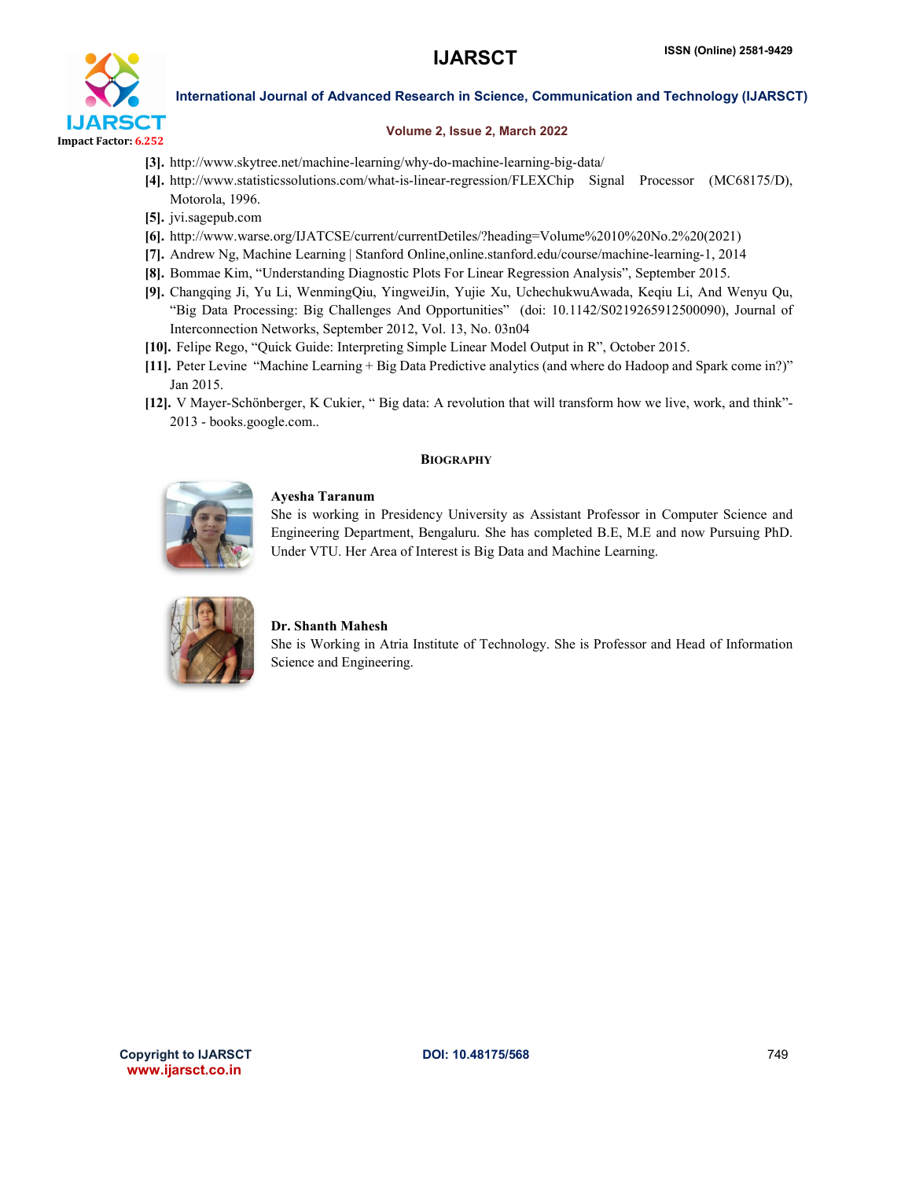[3]. http://www.skytree.net/machine-learning/why-do-machine-learning-big-data/

[4]. http://www.statisticssolutions.com/what-is-linear-regression/FLEXChip Signal Processor (MC68175/D), Motorola, 1996.

[5]. jvi.sagepub.com

[6]. http://www.warse.org/IJATCSE/current/currentDetiles/?heading=Volume%2010%20No.2%20(2021)

[7]. Andrew Ng, Machine Learning | Stanford Online,online.stanford.edu/course/machine-learning-1, 2014

[8]. Bommae Kim, "Understanding Diagnostic Plots For Linear Regression Analysis", September 2015.

[9]. Changqing Ji, Yu Li, WenmingQiu, YingweiJin, Yujie Xu, UchechukwuAwada, Keqiu Li, And Wenyu Qu, "Big Data Processing: Big Challenges And Opportunities" (doi: 10.1142/S0219265912500090), Journal of Interconnection Networks, September 2012, Vol. 13, No. 03n04

[10]. Felipe Rego, "Quick Guide: Interpreting Simple Linear Model Output in R", October 2015.

[11]. Peter Levine "Machine Learning + Big Data Predictive analytics (and where do Hadoop and Spark come in?)" Jan 2015.

[12]. V Mayer-Schönberger, K Cukier, " Big data: A revolution that will transform how we live, work, and think"- 2013 - books.google.com..

## BIOGRAPHY

**Ayesha Taranum**
She is working in Presidency University as Assistant Professor in Computer Science and Engineering Department, Bengaluru. She has completed B.E, M.E and now Pursuing PhD. Under VTU. Her Area of Interest is Big Data and Machine Learning.

**Dr. Shanth Mahesh**
She is Working in Atria Institute of Technology. She is Professor and Head of Information Science and Engineering.